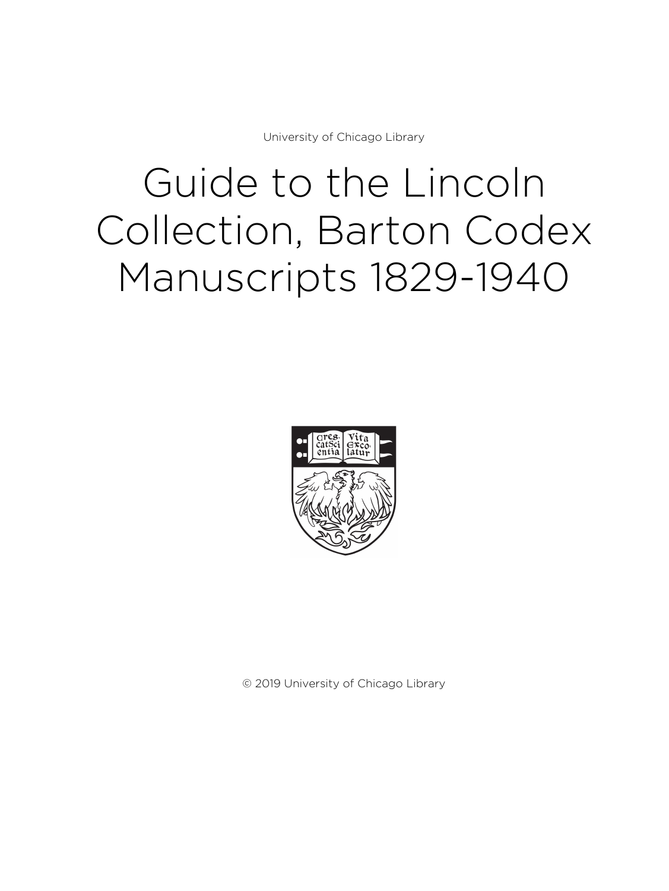University of Chicago Library

# Guide to the Lincoln Collection, Barton Codex Manuscripts 1829-1940

© 2019 University of Chicago Library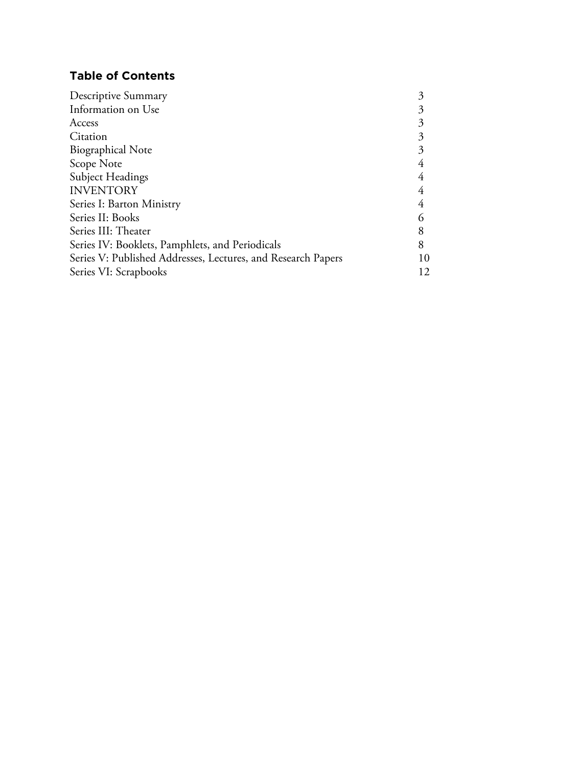## Table of Contents

| | |
|---|---|
| Descriptive Summary | 3 |
| Information on Use | 3 |
| Access | 3 |
| Citation | 3 |
| Biographical Note | 3 |
| Scope Note | 4 |
| Subject Headings | 4 |
| INVENTORY | 4 |
| Series I: Barton Ministry | 4 |
| Series II: Books | 6 |
| Series III: Theater | 8 |
| Series IV: Booklets, Pamphlets, and Periodicals | 8 |
| Series V: Published Addresses, Lectures, and Research Papers | 10 |
| Series VI: Scrapbooks | 12 |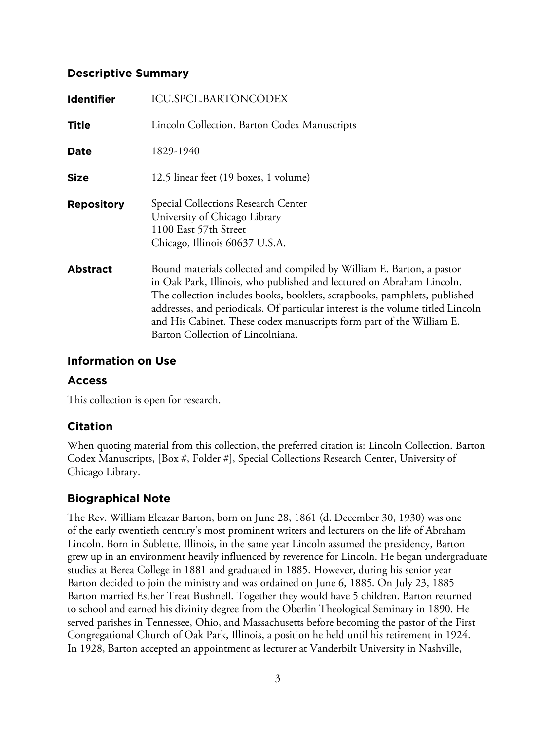## Descriptive Summary

| | |
|---|---|
| **Identifier** | ICU.SPCL.BARTONCODEX |
| **Title** | Lincoln Collection. Barton Codex Manuscripts |
| **Date** | 1829-1940 |
| **Size** | 12.5 linear feet (19 boxes, 1 volume) |
| **Repository** | Special Collections Research Center<br>University of Chicago Library<br>1100 East 57th Street<br>Chicago, Illinois 60637 U.S.A. |
| **Abstract** | Bound materials collected and compiled by William E. Barton, a pastor in Oak Park, Illinois, who published and lectured on Abraham Lincoln. The collection includes books, booklets, scrapbooks, pamphlets, published addresses, and periodicals. Of particular interest is the volume titled Lincoln and His Cabinet. These codex manuscripts form part of the William E. Barton Collection of Lincolniana. |

## Information on Use

### Access

This collection is open for research.

### Citation

When quoting material from this collection, the preferred citation is: Lincoln Collection. Barton Codex Manuscripts, [Box #, Folder #], Special Collections Research Center, University of Chicago Library.

## Biographical Note

The Rev. William Eleazar Barton, born on June 28, 1861 (d. December 30, 1930) was one of the early twentieth century's most prominent writers and lecturers on the life of Abraham Lincoln. Born in Sublette, Illinois, in the same year Lincoln assumed the presidency, Barton grew up in an environment heavily influenced by reverence for Lincoln. He began undergraduate studies at Berea College in 1881 and graduated in 1885. However, during his senior year Barton decided to join the ministry and was ordained on June 6, 1885. On July 23, 1885 Barton married Esther Treat Bushnell. Together they would have 5 children. Barton returned to school and earned his divinity degree from the Oberlin Theological Seminary in 1890. He served parishes in Tennessee, Ohio, and Massachusetts before becoming the pastor of the First Congregational Church of Oak Park, Illinois, a position he held until his retirement in 1924. In 1928, Barton accepted an appointment as lecturer at Vanderbilt University in Nashville,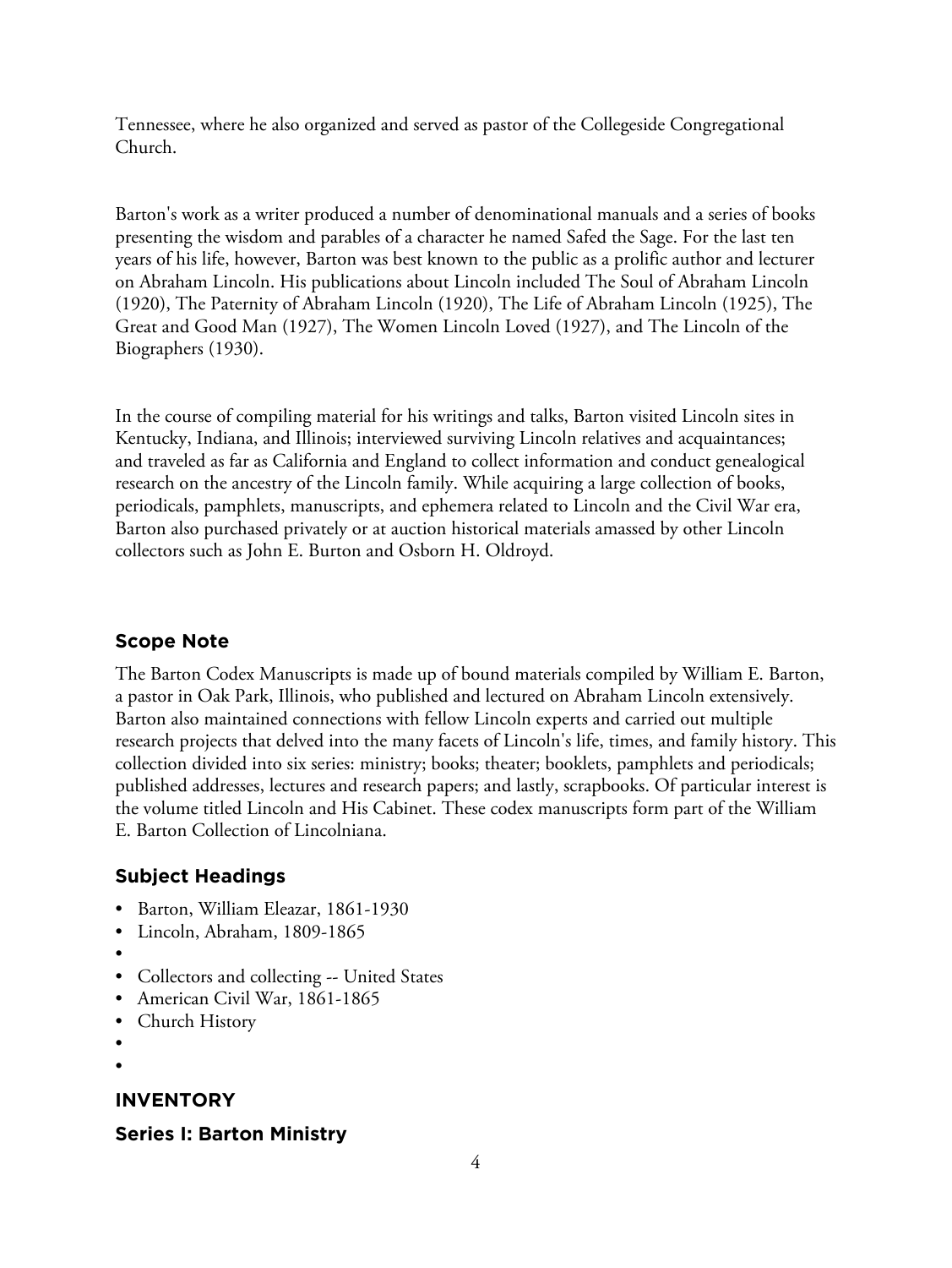Tennessee, where he also organized and served as pastor of the Collegeside Congregational Church.

Barton's work as a writer produced a number of denominational manuals and a series of books presenting the wisdom and parables of a character he named Safed the Sage. For the last ten years of his life, however, Barton was best known to the public as a prolific author and lecturer on Abraham Lincoln. His publications about Lincoln included The Soul of Abraham Lincoln (1920), The Paternity of Abraham Lincoln (1920), The Life of Abraham Lincoln (1925), The Great and Good Man (1927), The Women Lincoln Loved (1927), and The Lincoln of the Biographers (1930).

In the course of compiling material for his writings and talks, Barton visited Lincoln sites in Kentucky, Indiana, and Illinois; interviewed surviving Lincoln relatives and acquaintances; and traveled as far as California and England to collect information and conduct genealogical research on the ancestry of the Lincoln family. While acquiring a large collection of books, periodicals, pamphlets, manuscripts, and ephemera related to Lincoln and the Civil War era, Barton also purchased privately or at auction historical materials amassed by other Lincoln collectors such as John E. Burton and Osborn H. Oldroyd.

## Scope Note

The Barton Codex Manuscripts is made up of bound materials compiled by William E. Barton, a pastor in Oak Park, Illinois, who published and lectured on Abraham Lincoln extensively. Barton also maintained connections with fellow Lincoln experts and carried out multiple research projects that delved into the many facets of Lincoln's life, times, and family history. This collection divided into six series: ministry; books; theater; booklets, pamphlets and periodicals; published addresses, lectures and research papers; and lastly, scrapbooks. Of particular interest is the volume titled Lincoln and His Cabinet. These codex manuscripts form part of the William E. Barton Collection of Lincolniana.

## Subject Headings

- Barton, William Eleazar, 1861-1930
- Lincoln, Abraham, 1809-1865
- 
- Collectors and collecting -- United States
- American Civil War, 1861-1865
- Church History
- 
- 

## INVENTORY

### Series I: Barton Ministry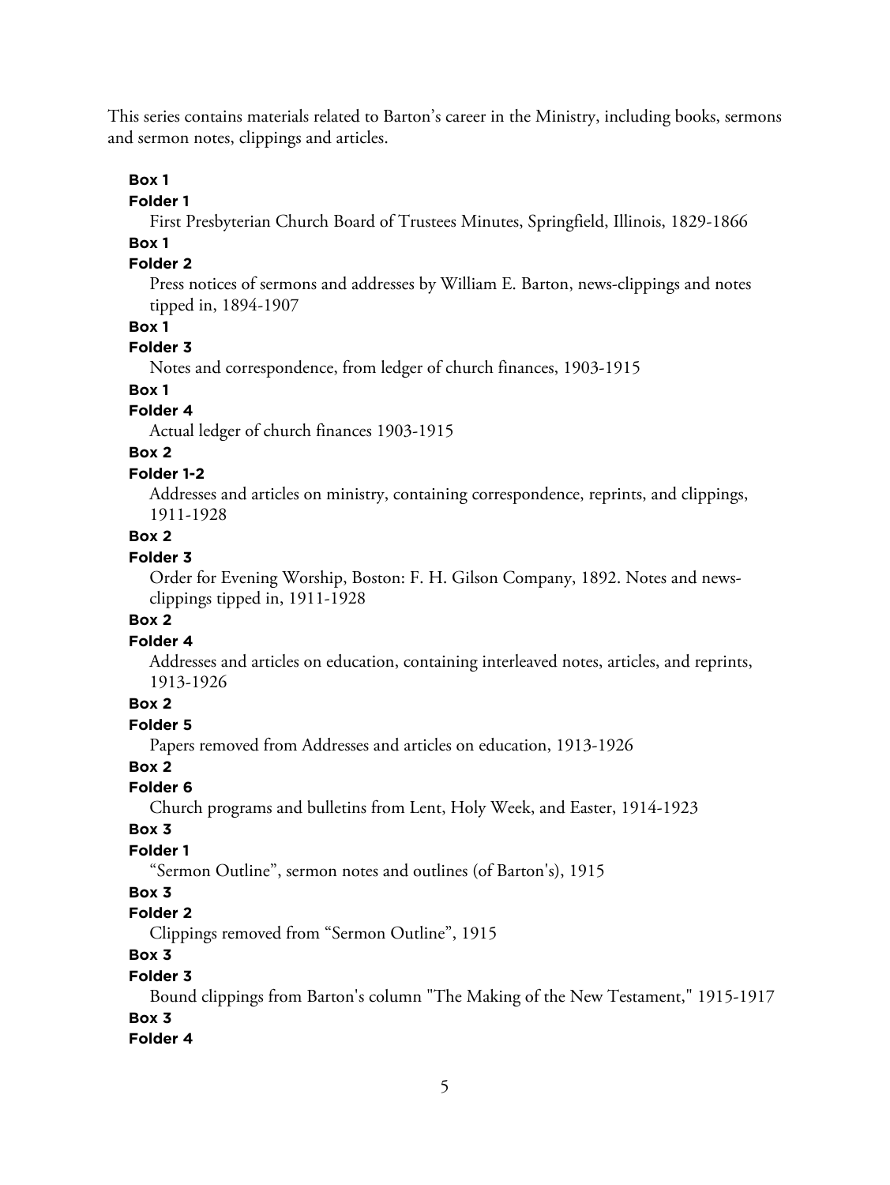This series contains materials related to Barton's career in the Ministry, including books, sermons and sermon notes, clippings and articles.

**Box 1**

**Folder 1**

First Presbyterian Church Board of Trustees Minutes, Springfield, Illinois, 1829-1866

**Box 1**

**Folder 2**

Press notices of sermons and addresses by William E. Barton, news-clippings and notes tipped in, 1894-1907

**Box 1**

**Folder 3**

Notes and correspondence, from ledger of church finances, 1903-1915

**Box 1**

**Folder 4**

Actual ledger of church finances 1903-1915

**Box 2**

**Folder 1-2**

Addresses and articles on ministry, containing correspondence, reprints, and clippings, 1911-1928

**Box 2**

**Folder 3**

Order for Evening Worship, Boston: F. H. Gilson Company, 1892. Notes and news-clippings tipped in, 1911-1928

**Box 2**

**Folder 4**

Addresses and articles on education, containing interleaved notes, articles, and reprints, 1913-1926

**Box 2**

**Folder 5**

Papers removed from Addresses and articles on education, 1913-1926

**Box 2**

**Folder 6**

Church programs and bulletins from Lent, Holy Week, and Easter, 1914-1923

**Box 3**

**Folder 1**

"Sermon Outline", sermon notes and outlines (of Barton's), 1915

**Box 3**

**Folder 2**

Clippings removed from "Sermon Outline", 1915

**Box 3**

**Folder 3**

Bound clippings from Barton's column "The Making of the New Testament," 1915-1917

**Box 3**

**Folder 4**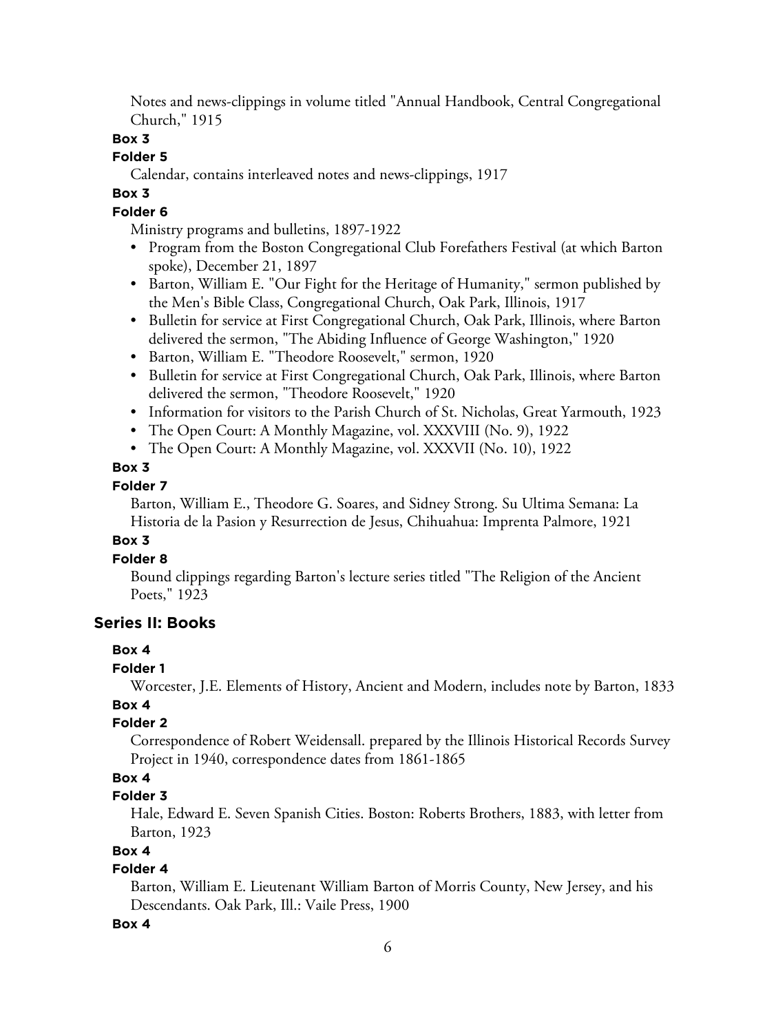Notes and news-clippings in volume titled "Annual Handbook, Central Congregational Church," 1915

**Box 3**

**Folder 5**

Calendar, contains interleaved notes and news-clippings, 1917

**Box 3**

**Folder 6**

Ministry programs and bulletins, 1897-1922

- Program from the Boston Congregational Club Forefathers Festival (at which Barton spoke), December 21, 1897
- Barton, William E. "Our Fight for the Heritage of Humanity," sermon published by the Men's Bible Class, Congregational Church, Oak Park, Illinois, 1917
- Bulletin for service at First Congregational Church, Oak Park, Illinois, where Barton delivered the sermon, "The Abiding Influence of George Washington," 1920
- Barton, William E. "Theodore Roosevelt," sermon, 1920
- Bulletin for service at First Congregational Church, Oak Park, Illinois, where Barton delivered the sermon, "Theodore Roosevelt," 1920
- Information for visitors to the Parish Church of St. Nicholas, Great Yarmouth, 1923
- The Open Court: A Monthly Magazine, vol. XXXVIII (No. 9), 1922
- The Open Court: A Monthly Magazine, vol. XXXVII (No. 10), 1922

**Box 3**

**Folder 7**

Barton, William E., Theodore G. Soares, and Sidney Strong. Su Ultima Semana: La Historia de la Pasion y Resurrection de Jesus, Chihuahua: Imprenta Palmore, 1921

**Box 3**

**Folder 8**

Bound clippings regarding Barton's lecture series titled "The Religion of the Ancient Poets," 1923

## Series II: Books

**Box 4**

**Folder 1**

Worcester, J.E. Elements of History, Ancient and Modern, includes note by Barton, 1833

**Box 4**

**Folder 2**

Correspondence of Robert Weidensall. prepared by the Illinois Historical Records Survey Project in 1940, correspondence dates from 1861-1865

**Box 4**

**Folder 3**

Hale, Edward E. Seven Spanish Cities. Boston: Roberts Brothers, 1883, with letter from Barton, 1923

**Box 4**

**Folder 4**

Barton, William E. Lieutenant William Barton of Morris County, New Jersey, and his Descendants. Oak Park, Ill.: Vaile Press, 1900

**Box 4**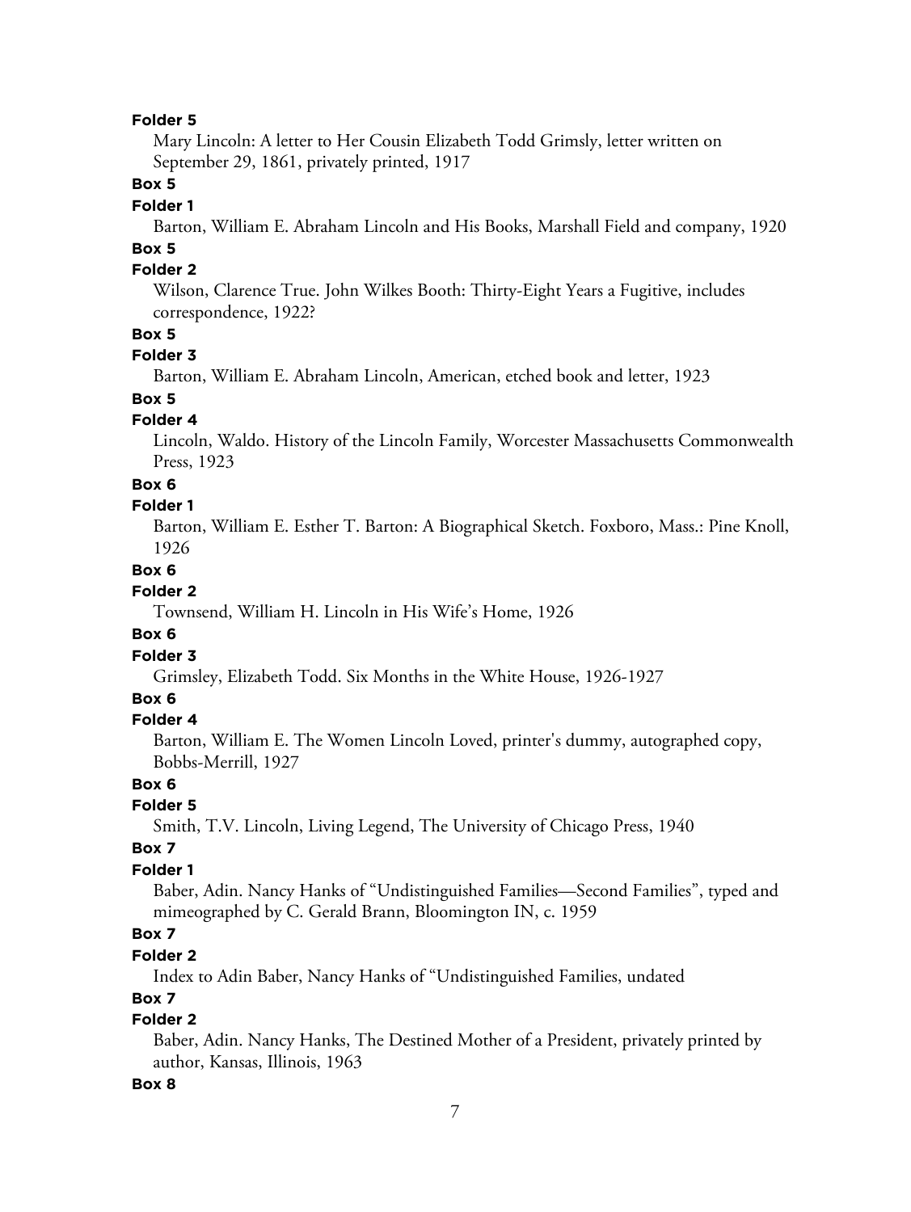**Folder 5**

Mary Lincoln: A letter to Her Cousin Elizabeth Todd Grimsly, letter written on September 29, 1861, privately printed, 1917

**Box 5**

**Folder 1**

Barton, William E. Abraham Lincoln and His Books, Marshall Field and company, 1920

**Box 5**

**Folder 2**

Wilson, Clarence True. John Wilkes Booth: Thirty-Eight Years a Fugitive, includes correspondence, 1922?

**Box 5**

**Folder 3**

Barton, William E. Abraham Lincoln, American, etched book and letter, 1923

**Box 5**

**Folder 4**

Lincoln, Waldo. History of the Lincoln Family, Worcester Massachusetts Commonwealth Press, 1923

**Box 6**

**Folder 1**

Barton, William E. Esther T. Barton: A Biographical Sketch. Foxboro, Mass.: Pine Knoll, 1926

**Box 6**

**Folder 2**

Townsend, William H. Lincoln in His Wife's Home, 1926

**Box 6**

**Folder 3**

Grimsley, Elizabeth Todd. Six Months in the White House, 1926-1927

**Box 6**

**Folder 4**

Barton, William E. The Women Lincoln Loved, printer's dummy, autographed copy, Bobbs-Merrill, 1927

**Box 6**

**Folder 5**

Smith, T.V. Lincoln, Living Legend, The University of Chicago Press, 1940

**Box 7**

**Folder 1**

Baber, Adin. Nancy Hanks of "Undistinguished Families—Second Families", typed and mimeographed by C. Gerald Brann, Bloomington IN, c. 1959

**Box 7**

**Folder 2**

Index to Adin Baber, Nancy Hanks of "Undistinguished Families, undated

**Box 7**

**Folder 2**

Baber, Adin. Nancy Hanks, The Destined Mother of a President, privately printed by author, Kansas, Illinois, 1963

**Box 8**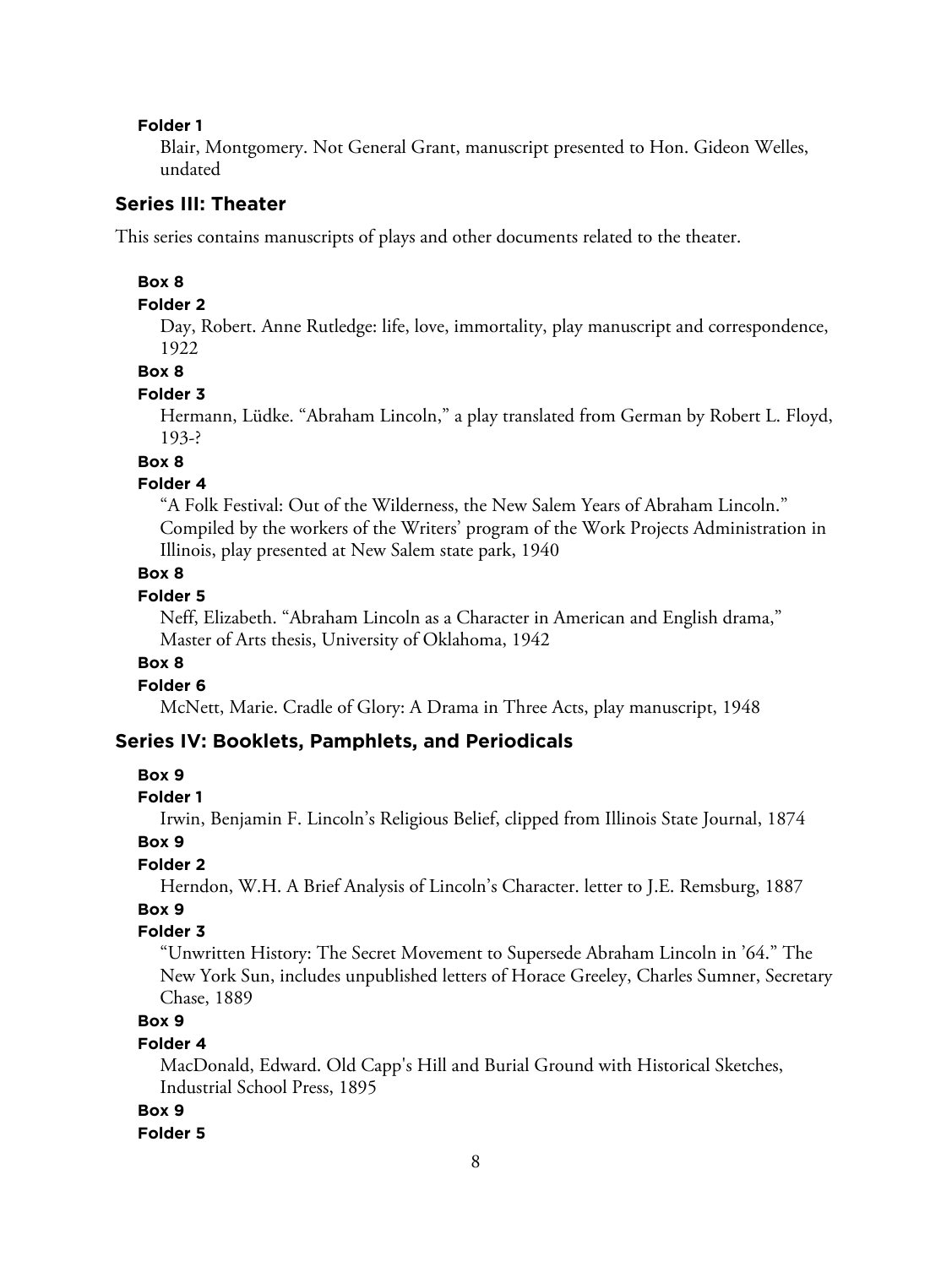**Folder 1**

Blair, Montgomery. Not General Grant, manuscript presented to Hon. Gideon Welles, undated

### Series III: Theater

This series contains manuscripts of plays and other documents related to the theater.

**Box 8**

**Folder 2**

Day, Robert. Anne Rutledge: life, love, immortality, play manuscript and correspondence, 1922

**Box 8**

**Folder 3**

Hermann, Lüdke. "Abraham Lincoln," a play translated from German by Robert L. Floyd, 193-?

**Box 8**

**Folder 4**

"A Folk Festival: Out of the Wilderness, the New Salem Years of Abraham Lincoln." Compiled by the workers of the Writers' program of the Work Projects Administration in Illinois, play presented at New Salem state park, 1940

**Box 8**

**Folder 5**

Neff, Elizabeth. "Abraham Lincoln as a Character in American and English drama," Master of Arts thesis, University of Oklahoma, 1942

**Box 8**

**Folder 6**

McNett, Marie. Cradle of Glory: A Drama in Three Acts, play manuscript, 1948

### Series IV: Booklets, Pamphlets, and Periodicals

**Box 9**

**Folder 1**

Irwin, Benjamin F. Lincoln's Religious Belief, clipped from Illinois State Journal, 1874

**Box 9**

**Folder 2**

Herndon, W.H. A Brief Analysis of Lincoln's Character. letter to J.E. Remsburg, 1887

**Box 9**

**Folder 3**

"Unwritten History: The Secret Movement to Supersede Abraham Lincoln in '64." The New York Sun, includes unpublished letters of Horace Greeley, Charles Sumner, Secretary Chase, 1889

**Box 9**

**Folder 4**

MacDonald, Edward. Old Capp's Hill and Burial Ground with Historical Sketches, Industrial School Press, 1895

**Box 9**

**Folder 5**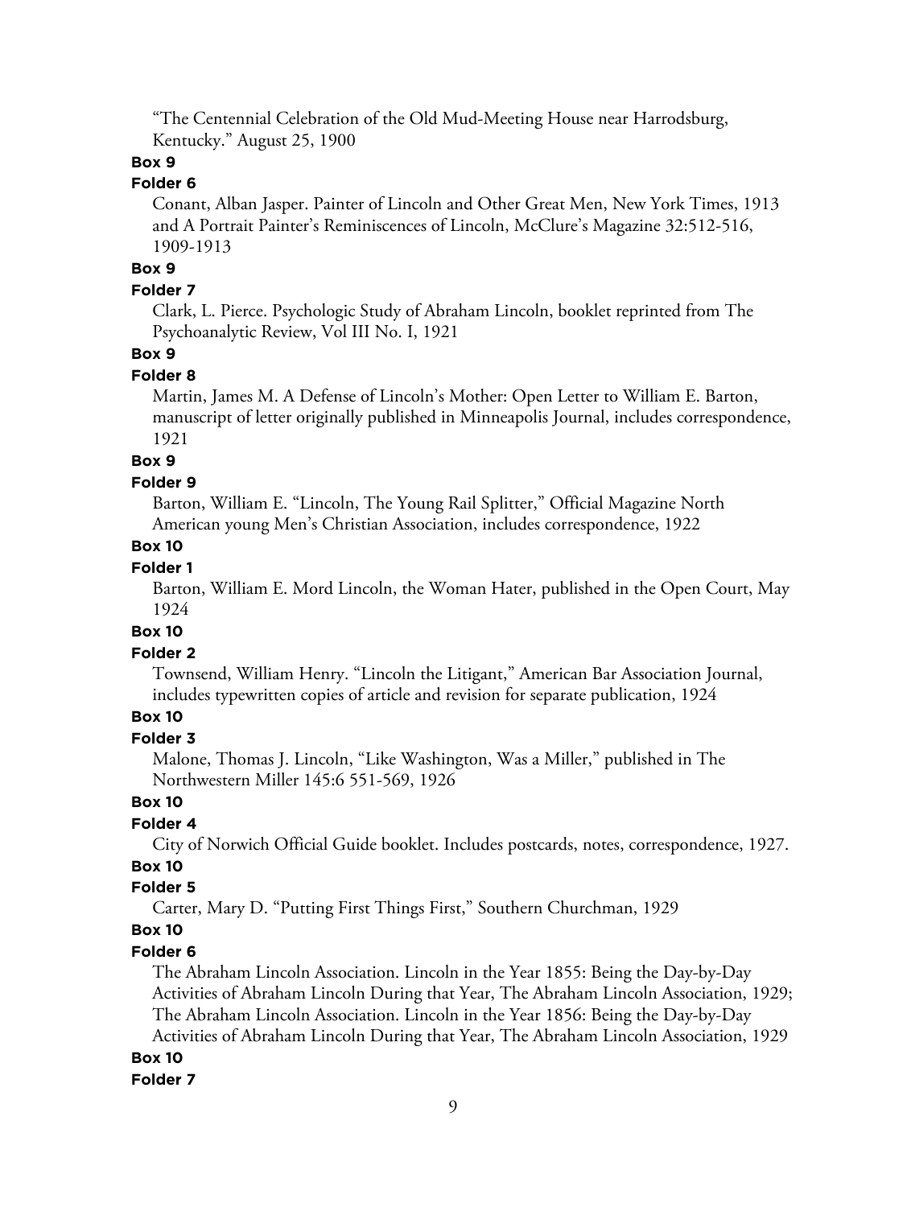"The Centennial Celebration of the Old Mud-Meeting House near Harrodsburg, Kentucky." August 25, 1900

**Box 9**

**Folder 6**

Conant, Alban Jasper. Painter of Lincoln and Other Great Men, New York Times, 1913 and A Portrait Painter's Reminiscences of Lincoln, McClure's Magazine 32:512-516, 1909-1913

**Box 9**

**Folder 7**

Clark, L. Pierce. Psychologic Study of Abraham Lincoln, booklet reprinted from The Psychoanalytic Review, Vol III No. I, 1921

**Box 9**

**Folder 8**

Martin, James M. A Defense of Lincoln's Mother: Open Letter to William E. Barton, manuscript of letter originally published in Minneapolis Journal, includes correspondence, 1921

**Box 9**

**Folder 9**

Barton, William E. "Lincoln, The Young Rail Splitter," Official Magazine North American young Men's Christian Association, includes correspondence, 1922

**Box 10**

**Folder 1**

Barton, William E. Mord Lincoln, the Woman Hater, published in the Open Court, May 1924

**Box 10**

**Folder 2**

Townsend, William Henry. "Lincoln the Litigant," American Bar Association Journal, includes typewritten copies of article and revision for separate publication, 1924

**Box 10**

**Folder 3**

Malone, Thomas J. Lincoln, "Like Washington, Was a Miller," published in The Northwestern Miller 145:6 551-569, 1926

**Box 10**

**Folder 4**

City of Norwich Official Guide booklet. Includes postcards, notes, correspondence, 1927.

**Box 10**

**Folder 5**

Carter, Mary D. "Putting First Things First," Southern Churchman, 1929

**Box 10**

**Folder 6**

The Abraham Lincoln Association. Lincoln in the Year 1855: Being the Day-by-Day Activities of Abraham Lincoln During that Year, The Abraham Lincoln Association, 1929; The Abraham Lincoln Association. Lincoln in the Year 1856: Being the Day-by-Day Activities of Abraham Lincoln During that Year, The Abraham Lincoln Association, 1929

**Box 10**

**Folder 7**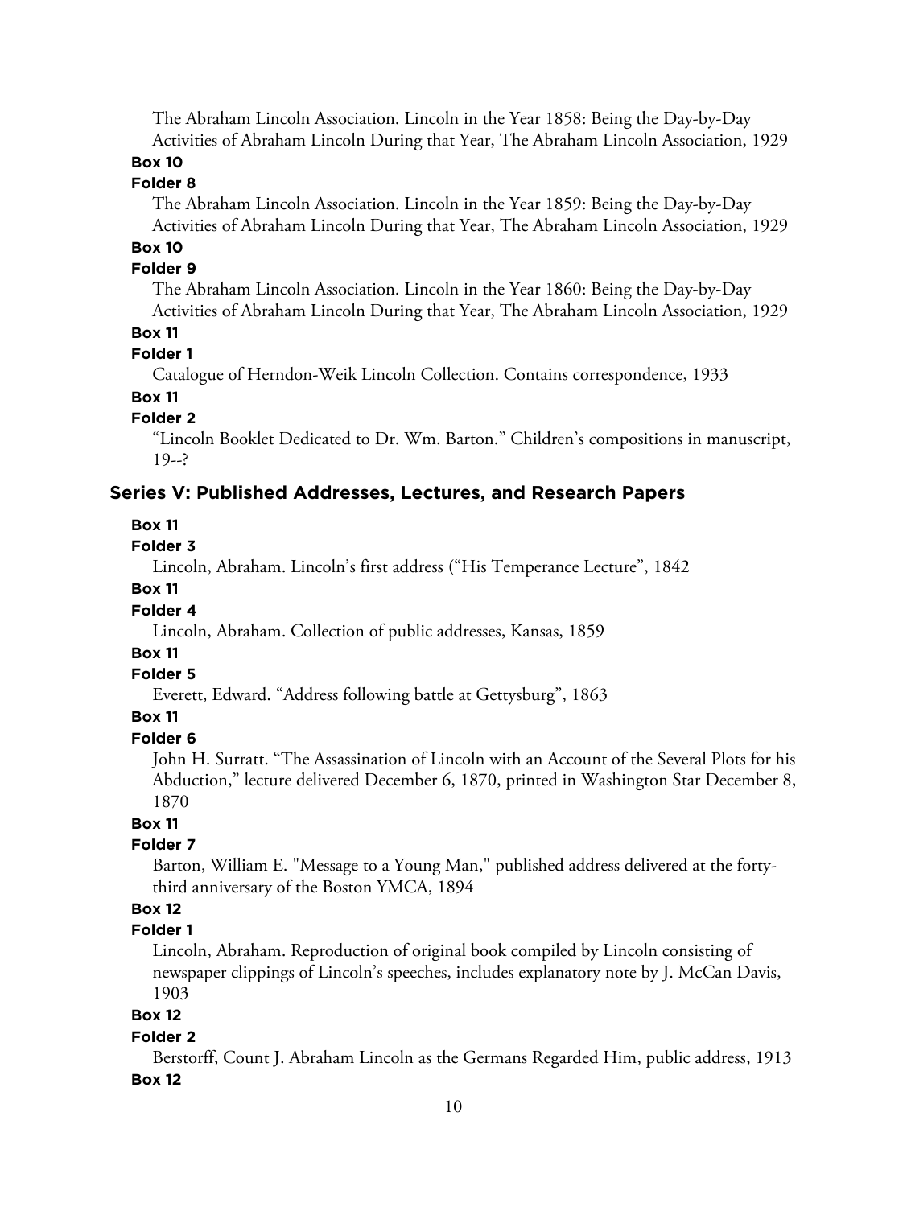The Abraham Lincoln Association. Lincoln in the Year 1858: Being the Day-by-Day Activities of Abraham Lincoln During that Year, The Abraham Lincoln Association, 1929

**Box 10**

**Folder 8**

The Abraham Lincoln Association. Lincoln in the Year 1859: Being the Day-by-Day Activities of Abraham Lincoln During that Year, The Abraham Lincoln Association, 1929

**Box 10**

**Folder 9**

The Abraham Lincoln Association. Lincoln in the Year 1860: Being the Day-by-Day Activities of Abraham Lincoln During that Year, The Abraham Lincoln Association, 1929

**Box 11**

**Folder 1**

Catalogue of Herndon-Weik Lincoln Collection. Contains correspondence, 1933

**Box 11**

**Folder 2**

"Lincoln Booklet Dedicated to Dr. Wm. Barton." Children's compositions in manuscript, 19--?

## Series V: Published Addresses, Lectures, and Research Papers

**Box 11**

**Folder 3**

Lincoln, Abraham. Lincoln's first address ("His Temperance Lecture", 1842

**Box 11**

**Folder 4**

Lincoln, Abraham. Collection of public addresses, Kansas, 1859

**Box 11**

**Folder 5**

Everett, Edward. "Address following battle at Gettysburg", 1863

**Box 11**

**Folder 6**

John H. Surratt. "The Assassination of Lincoln with an Account of the Several Plots for his Abduction," lecture delivered December 6, 1870, printed in Washington Star December 8, 1870

**Box 11**

**Folder 7**

Barton, William E. "Message to a Young Man," published address delivered at the forty-third anniversary of the Boston YMCA, 1894

**Box 12**

**Folder 1**

Lincoln, Abraham. Reproduction of original book compiled by Lincoln consisting of newspaper clippings of Lincoln's speeches, includes explanatory note by J. McCan Davis, 1903

**Box 12**

**Folder 2**

Berstorff, Count J. Abraham Lincoln as the Germans Regarded Him, public address, 1913

**Box 12**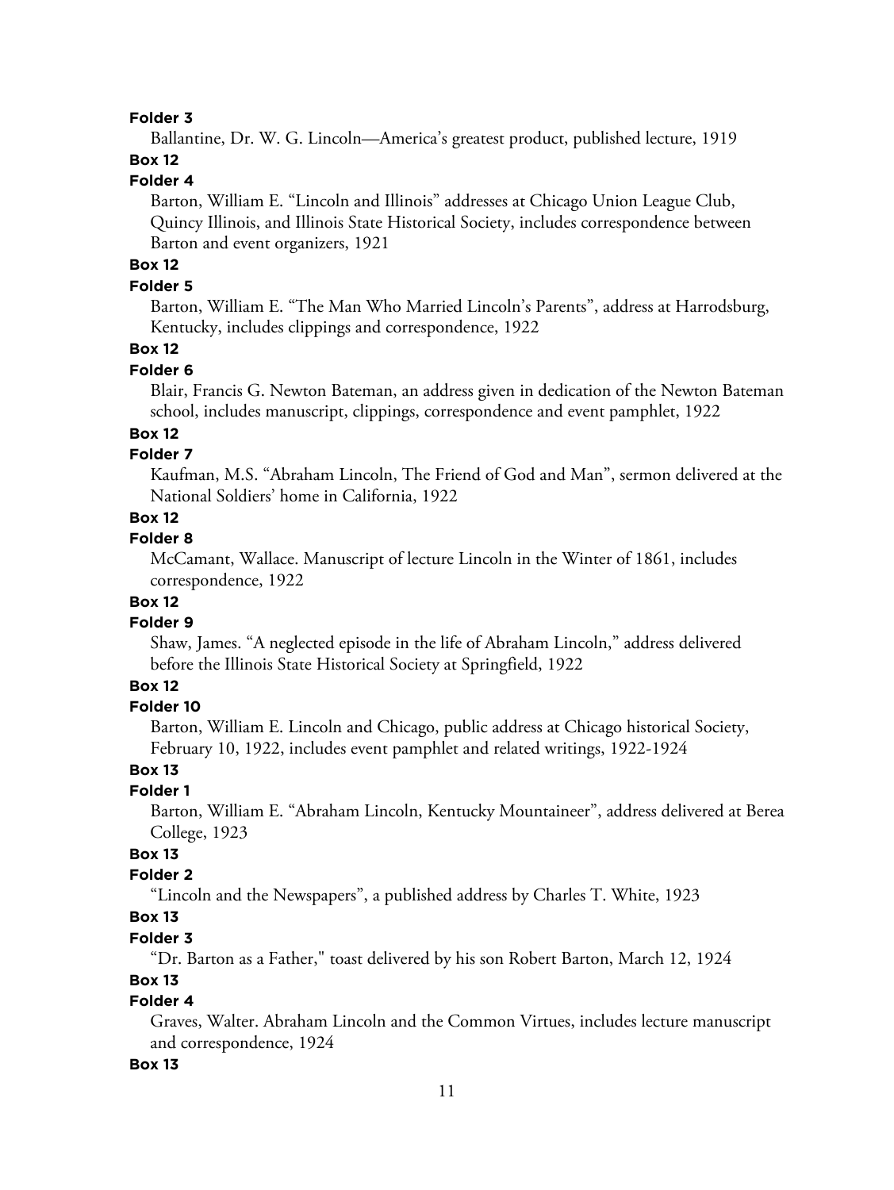**Folder 3**

Ballantine, Dr. W. G. Lincoln—America's greatest product, published lecture, 1919

**Box 12**

**Folder 4**

Barton, William E. "Lincoln and Illinois" addresses at Chicago Union League Club, Quincy Illinois, and Illinois State Historical Society, includes correspondence between Barton and event organizers, 1921

**Box 12**

**Folder 5**

Barton, William E. "The Man Who Married Lincoln's Parents", address at Harrodsburg, Kentucky, includes clippings and correspondence, 1922

**Box 12**

**Folder 6**

Blair, Francis G. Newton Bateman, an address given in dedication of the Newton Bateman school, includes manuscript, clippings, correspondence and event pamphlet, 1922

**Box 12**

**Folder 7**

Kaufman, M.S. "Abraham Lincoln, The Friend of God and Man", sermon delivered at the National Soldiers' home in California, 1922

**Box 12**

**Folder 8**

McCamant, Wallace. Manuscript of lecture Lincoln in the Winter of 1861, includes correspondence, 1922

**Box 12**

**Folder 9**

Shaw, James. "A neglected episode in the life of Abraham Lincoln," address delivered before the Illinois State Historical Society at Springfield, 1922

**Box 12**

**Folder 10**

Barton, William E. Lincoln and Chicago, public address at Chicago historical Society, February 10, 1922, includes event pamphlet and related writings, 1922-1924

**Box 13**

**Folder 1**

Barton, William E. "Abraham Lincoln, Kentucky Mountaineer", address delivered at Berea College, 1923

**Box 13**

**Folder 2**

"Lincoln and the Newspapers", a published address by Charles T. White, 1923

**Box 13**

**Folder 3**

"Dr. Barton as a Father," toast delivered by his son Robert Barton, March 12, 1924

**Box 13**

**Folder 4**

Graves, Walter. Abraham Lincoln and the Common Virtues, includes lecture manuscript and correspondence, 1924

**Box 13**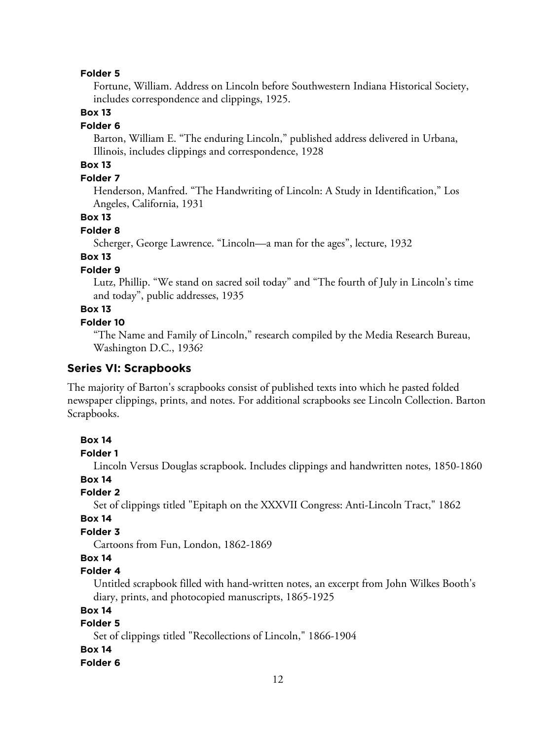**Folder 5**

Fortune, William. Address on Lincoln before Southwestern Indiana Historical Society, includes correspondence and clippings, 1925.

**Box 13**

**Folder 6**

Barton, William E. “The enduring Lincoln,” published address delivered in Urbana, Illinois, includes clippings and correspondence, 1928

**Box 13**

**Folder 7**

Henderson, Manfred. “The Handwriting of Lincoln: A Study in Identification,” Los Angeles, California, 1931

**Box 13**

**Folder 8**

Scherger, George Lawrence. “Lincoln—a man for the ages”, lecture, 1932

**Box 13**

**Folder 9**

Lutz, Phillip. “We stand on sacred soil today” and “The fourth of July in Lincoln’s time and today”, public addresses, 1935

**Box 13**

**Folder 10**

“The Name and Family of Lincoln,” research compiled by the Media Research Bureau, Washington D.C., 1936?

## Series VI: Scrapbooks

The majority of Barton's scrapbooks consist of published texts into which he pasted folded newspaper clippings, prints, and notes. For additional scrapbooks see Lincoln Collection. Barton Scrapbooks.

**Box 14**

**Folder 1**

Lincoln Versus Douglas scrapbook. Includes clippings and handwritten notes, 1850-1860

**Box 14**

**Folder 2**

Set of clippings titled "Epitaph on the XXXVII Congress: Anti-Lincoln Tract," 1862

**Box 14**

**Folder 3**

Cartoons from Fun, London, 1862-1869

**Box 14**

**Folder 4**

Untitled scrapbook filled with hand-written notes, an excerpt from John Wilkes Booth's diary, prints, and photocopied manuscripts, 1865-1925

**Box 14**

**Folder 5**

Set of clippings titled "Recollections of Lincoln," 1866-1904

**Box 14**

**Folder 6**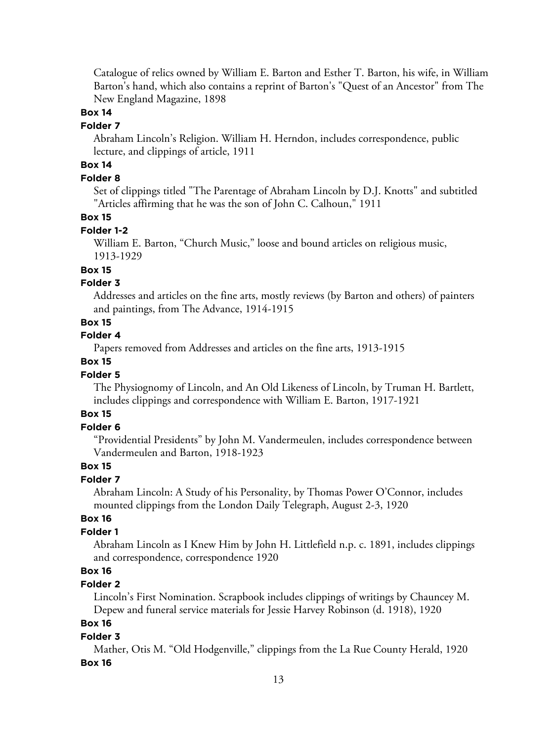Catalogue of relics owned by William E. Barton and Esther T. Barton, his wife, in William Barton's hand, which also contains a reprint of Barton's "Quest of an Ancestor" from The New England Magazine, 1898

**Box 14**

**Folder 7**

Abraham Lincoln's Religion. William H. Herndon, includes correspondence, public lecture, and clippings of article, 1911

**Box 14**

**Folder 8**

Set of clippings titled "The Parentage of Abraham Lincoln by D.J. Knotts" and subtitled "Articles affirming that he was the son of John C. Calhoun," 1911

**Box 15**

**Folder 1-2**

William E. Barton, "Church Music," loose and bound articles on religious music, 1913-1929

**Box 15**

**Folder 3**

Addresses and articles on the fine arts, mostly reviews (by Barton and others) of painters and paintings, from The Advance, 1914-1915

**Box 15**

**Folder 4**

Papers removed from Addresses and articles on the fine arts, 1913-1915

**Box 15**

**Folder 5**

The Physiognomy of Lincoln, and An Old Likeness of Lincoln, by Truman H. Bartlett, includes clippings and correspondence with William E. Barton, 1917-1921

**Box 15**

**Folder 6**

"Providential Presidents" by John M. Vandermeulen, includes correspondence between Vandermeulen and Barton, 1918-1923

**Box 15**

**Folder 7**

Abraham Lincoln: A Study of his Personality, by Thomas Power O'Connor, includes mounted clippings from the London Daily Telegraph, August 2-3, 1920

**Box 16**

**Folder 1**

Abraham Lincoln as I Knew Him by John H. Littlefield n.p. c. 1891, includes clippings and correspondence, correspondence 1920

**Box 16**

**Folder 2**

Lincoln's First Nomination. Scrapbook includes clippings of writings by Chauncey M. Depew and funeral service materials for Jessie Harvey Robinson (d. 1918), 1920

**Box 16**

**Folder 3**

Mather, Otis M. "Old Hodgenville," clippings from the La Rue County Herald, 1920

**Box 16**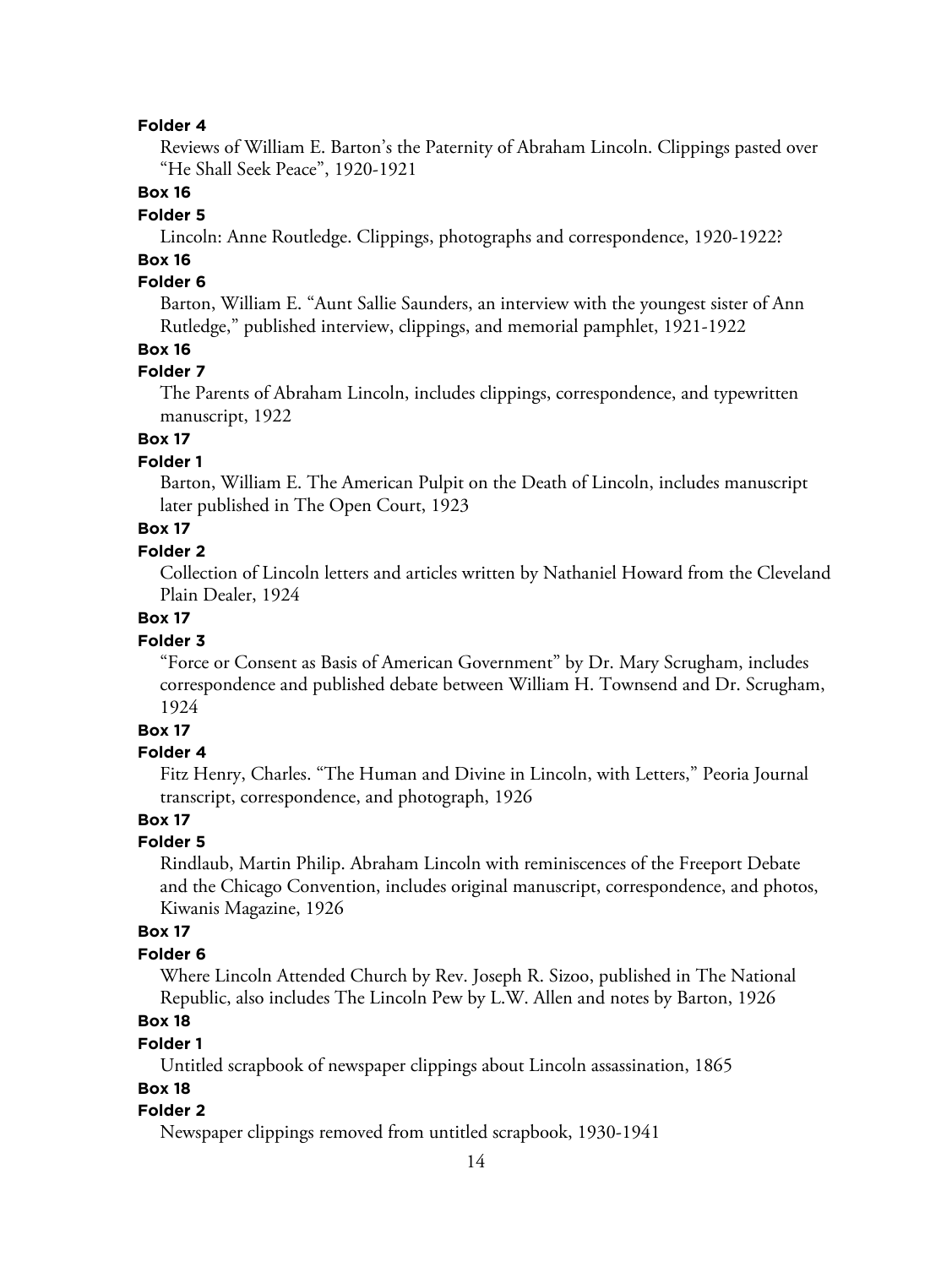**Folder 4**

Reviews of William E. Barton's the Paternity of Abraham Lincoln. Clippings pasted over "He Shall Seek Peace", 1920-1921

**Box 16**

**Folder 5**

Lincoln: Anne Routledge. Clippings, photographs and correspondence, 1920-1922?

**Box 16**

**Folder 6**

Barton, William E. "Aunt Sallie Saunders, an interview with the youngest sister of Ann Rutledge," published interview, clippings, and memorial pamphlet, 1921-1922

**Box 16**

**Folder 7**

The Parents of Abraham Lincoln, includes clippings, correspondence, and typewritten manuscript, 1922

**Box 17**

**Folder 1**

Barton, William E. The American Pulpit on the Death of Lincoln, includes manuscript later published in The Open Court, 1923

**Box 17**

**Folder 2**

Collection of Lincoln letters and articles written by Nathaniel Howard from the Cleveland Plain Dealer, 1924

**Box 17**

**Folder 3**

"Force or Consent as Basis of American Government" by Dr. Mary Scrugham, includes correspondence and published debate between William H. Townsend and Dr. Scrugham, 1924

**Box 17**

**Folder 4**

Fitz Henry, Charles. "The Human and Divine in Lincoln, with Letters," Peoria Journal transcript, correspondence, and photograph, 1926

**Box 17**

**Folder 5**

Rindlaub, Martin Philip. Abraham Lincoln with reminiscences of the Freeport Debate and the Chicago Convention, includes original manuscript, correspondence, and photos, Kiwanis Magazine, 1926

**Box 17**

**Folder 6**

Where Lincoln Attended Church by Rev. Joseph R. Sizoo, published in The National Republic, also includes The Lincoln Pew by L.W. Allen and notes by Barton, 1926

**Box 18**

**Folder 1**

Untitled scrapbook of newspaper clippings about Lincoln assassination, 1865

**Box 18**

**Folder 2**

Newspaper clippings removed from untitled scrapbook, 1930-1941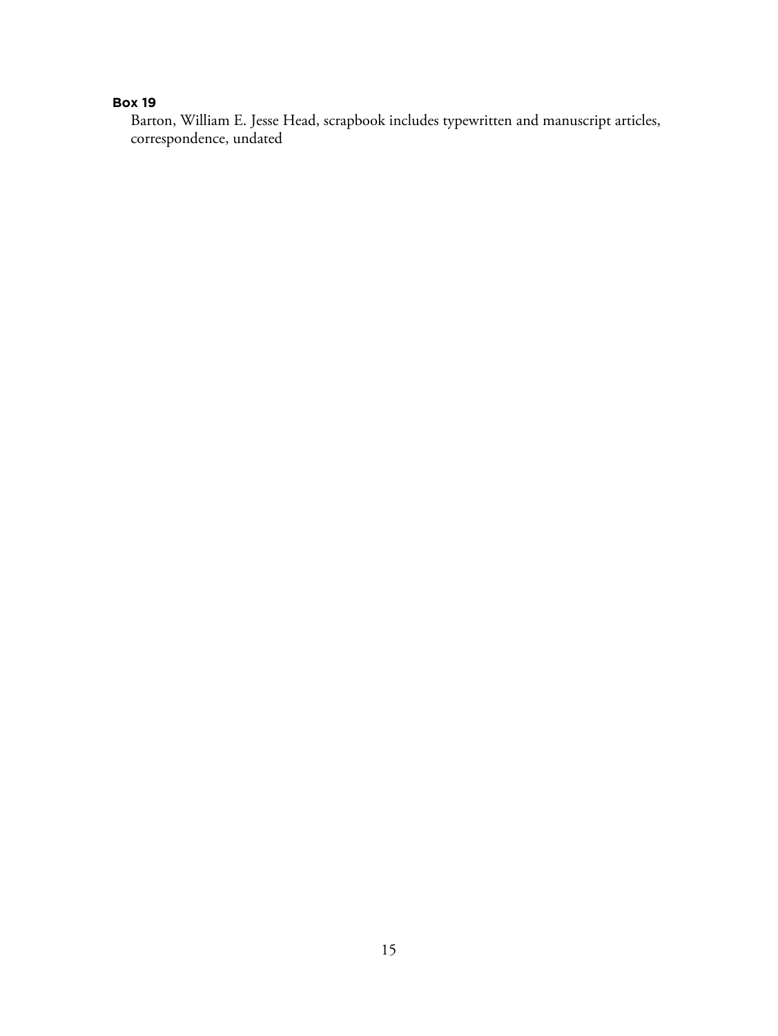**Box 19**

Barton, William E. Jesse Head, scrapbook includes typewritten and manuscript articles, correspondence, undated